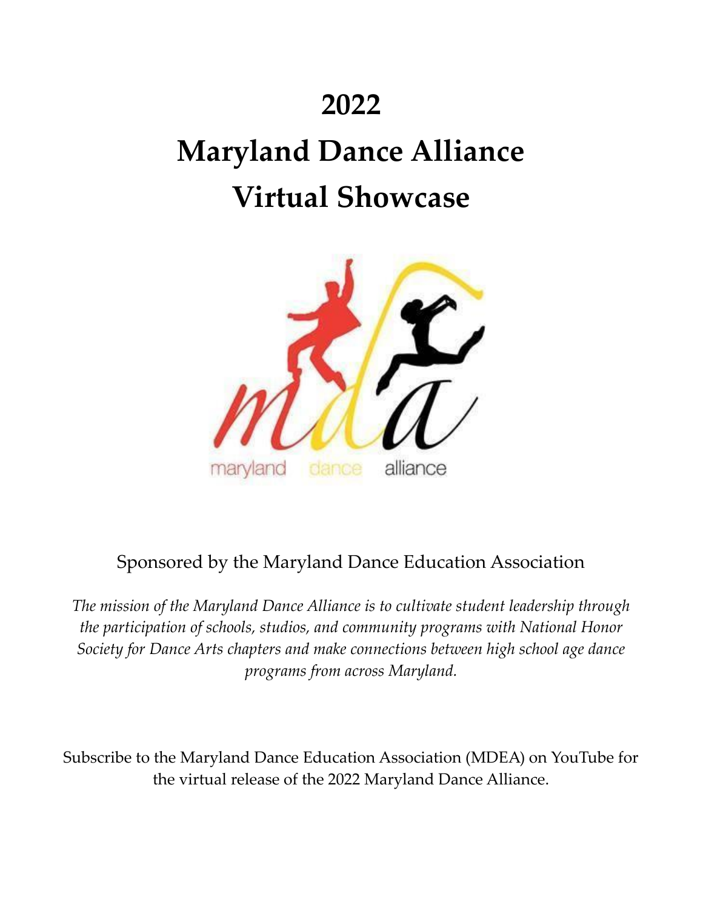# 2022

# Maryland Dance Alliance

# Virtual Showcase

Sponsored by the Maryland Dance Education Association

*The mission of the Maryland Dance Alliance is to cultivate student leadership through the participation of schools, studios, and community programs with National Honor Society for Dance Arts chapters and make connections between high school age dance programs from across Maryland.*

Subscribe to the Maryland Dance Education Association (MDEA) on YouTube for the virtual release of the 2022 Maryland Dance Alliance.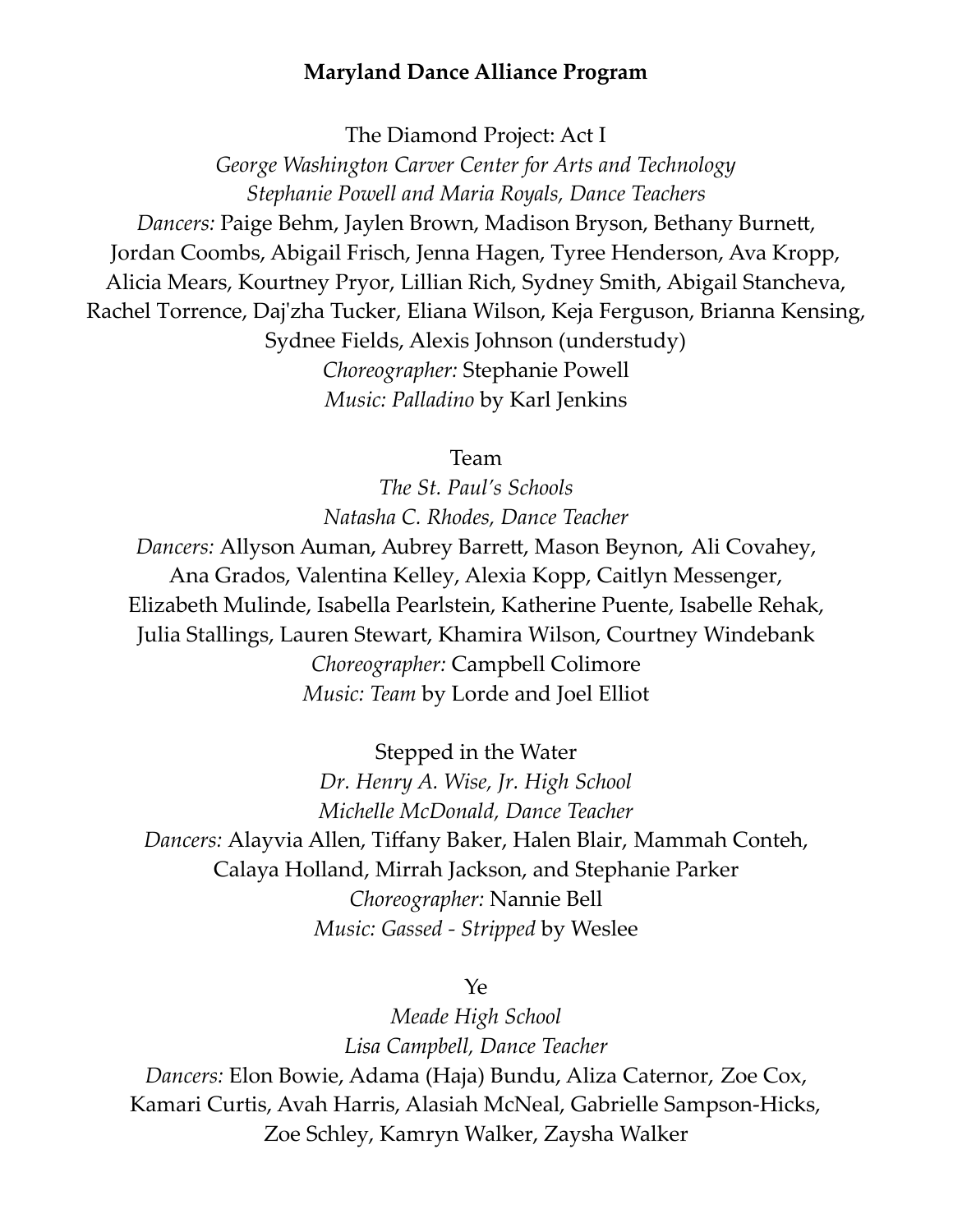**Maryland Dance Alliance Program**

The Diamond Project: Act I

*George Washington Carver Center for Arts and Technology*

*Stephanie Powell and Maria Royals, Dance Teachers*

*Dancers:* Paige Behm, Jaylen Brown, Madison Bryson, Bethany Burnett, Jordan Coombs, Abigail Frisch, Jenna Hagen, Tyree Henderson, Ava Kropp, Alicia Mears, Kourtney Pryor, Lillian Rich, Sydney Smith, Abigail Stancheva, Rachel Torrence, Daj'zha Tucker, Eliana Wilson, Keja Ferguson, Brianna Kensing, Sydnee Fields, Alexis Johnson (understudy)

*Choreographer:* Stephanie Powell

*Music: Palladino* by Karl Jenkins

Team

*The St. Paul's Schools*

*Natasha C. Rhodes, Dance Teacher*

*Dancers:* Allyson Auman, Aubrey Barrett, Mason Beynon, Ali Covahey, Ana Grados, Valentina Kelley, Alexia Kopp, Caitlyn Messenger, Elizabeth Mulinde, Isabella Pearlstein, Katherine Puente, Isabelle Rehak, Julia Stallings, Lauren Stewart, Khamira Wilson, Courtney Windebank

*Choreographer:* Campbell Colimore

*Music: Team* by Lorde and Joel Elliot

Stepped in the Water

*Dr. Henry A. Wise, Jr. High School*

*Michelle McDonald, Dance Teacher*

*Dancers:* Alayvia Allen, Tiffany Baker, Halen Blair, Mammah Conteh, Calaya Holland, Mirrah Jackson, and Stephanie Parker

*Choreographer:* Nannie Bell

*Music: Gassed - Stripped* by Weslee

Ye

*Meade High School*

*Lisa Campbell, Dance Teacher*

*Dancers:* Elon Bowie, Adama (Haja) Bundu, Aliza Caternor, Zoe Cox, Kamari Curtis, Avah Harris, Alasiah McNeal, Gabrielle Sampson-Hicks, Zoe Schley, Kamryn Walker, Zaysha Walker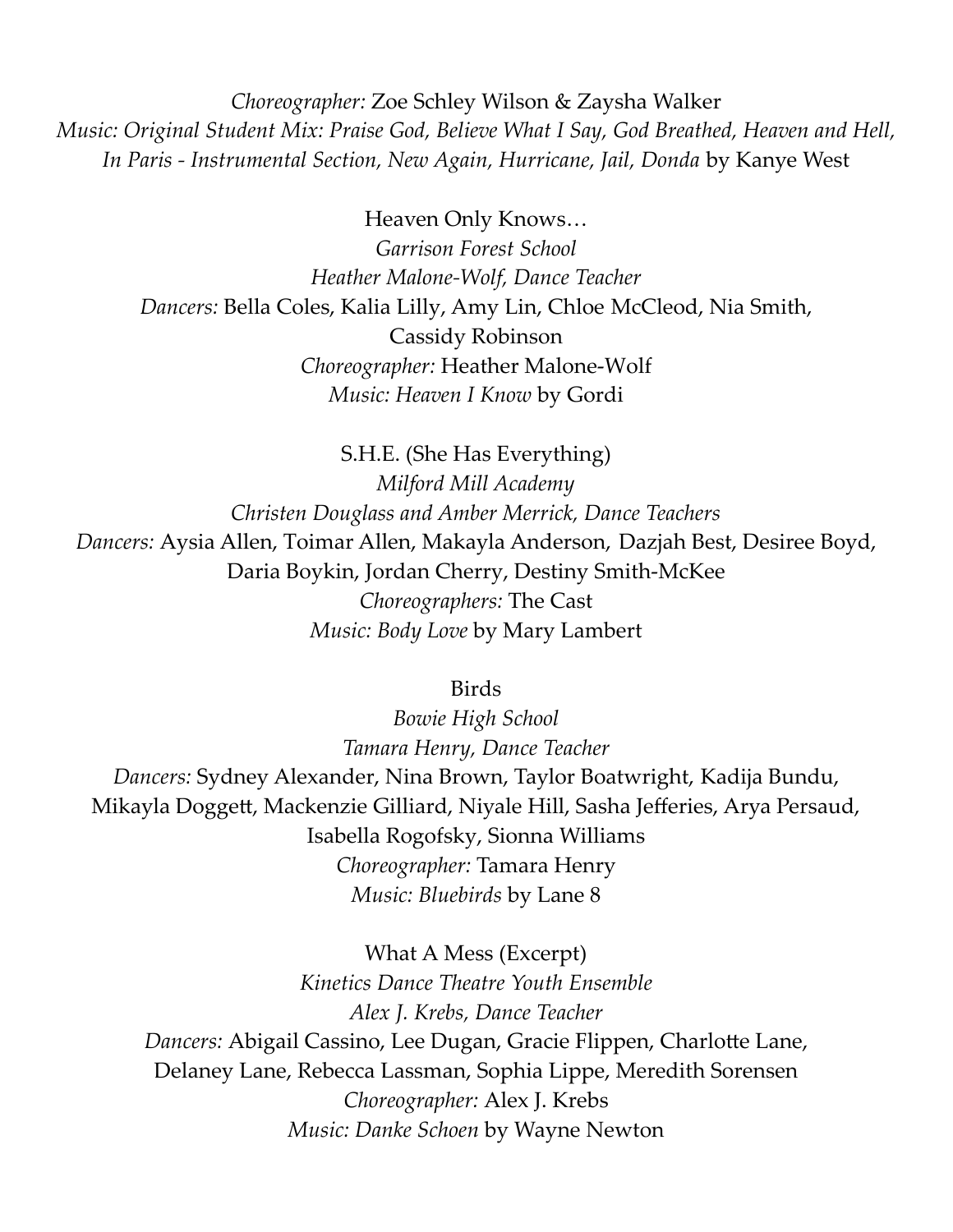*Choreographer:* Zoe Schley Wilson & Zaysha Walker
*Music: Original Student Mix: Praise God, Believe What I Say, God Breathed, Heaven and Hell, In Paris - Instrumental Section, New Again, Hurricane, Jail, Donda* by Kanye West

Heaven Only Knows…
*Garrison Forest School*
*Heather Malone-Wolf, Dance Teacher*
*Dancers:* Bella Coles, Kalia Lilly, Amy Lin, Chloe McCleod, Nia Smith, Cassidy Robinson
*Choreographer:* Heather Malone-Wolf
*Music: Heaven I Know* by Gordi

S.H.E. (She Has Everything)
*Milford Mill Academy*
*Christen Douglass and Amber Merrick, Dance Teachers*
*Dancers:* Aysia Allen, Toimar Allen, Makayla Anderson, Dazjah Best, Desiree Boyd, Daria Boykin, Jordan Cherry, Destiny Smith-McKee
*Choreographers:* The Cast
*Music: Body Love* by Mary Lambert

Birds
*Bowie High School*
*Tamara Henry, Dance Teacher*
*Dancers:* Sydney Alexander, Nina Brown, Taylor Boatwright, Kadija Bundu, Mikayla Doggett, Mackenzie Gilliard, Niyale Hill, Sasha Jefferies, Arya Persaud, Isabella Rogofsky, Sionna Williams
*Choreographer:* Tamara Henry
*Music: Bluebirds* by Lane 8

What A Mess (Excerpt)
*Kinetics Dance Theatre Youth Ensemble*
*Alex J. Krebs, Dance Teacher*
*Dancers:* Abigail Cassino, Lee Dugan, Gracie Flippen, Charlotte Lane, Delaney Lane, Rebecca Lassman, Sophia Lippe, Meredith Sorensen
*Choreographer:* Alex J. Krebs
*Music: Danke Schoen* by Wayne Newton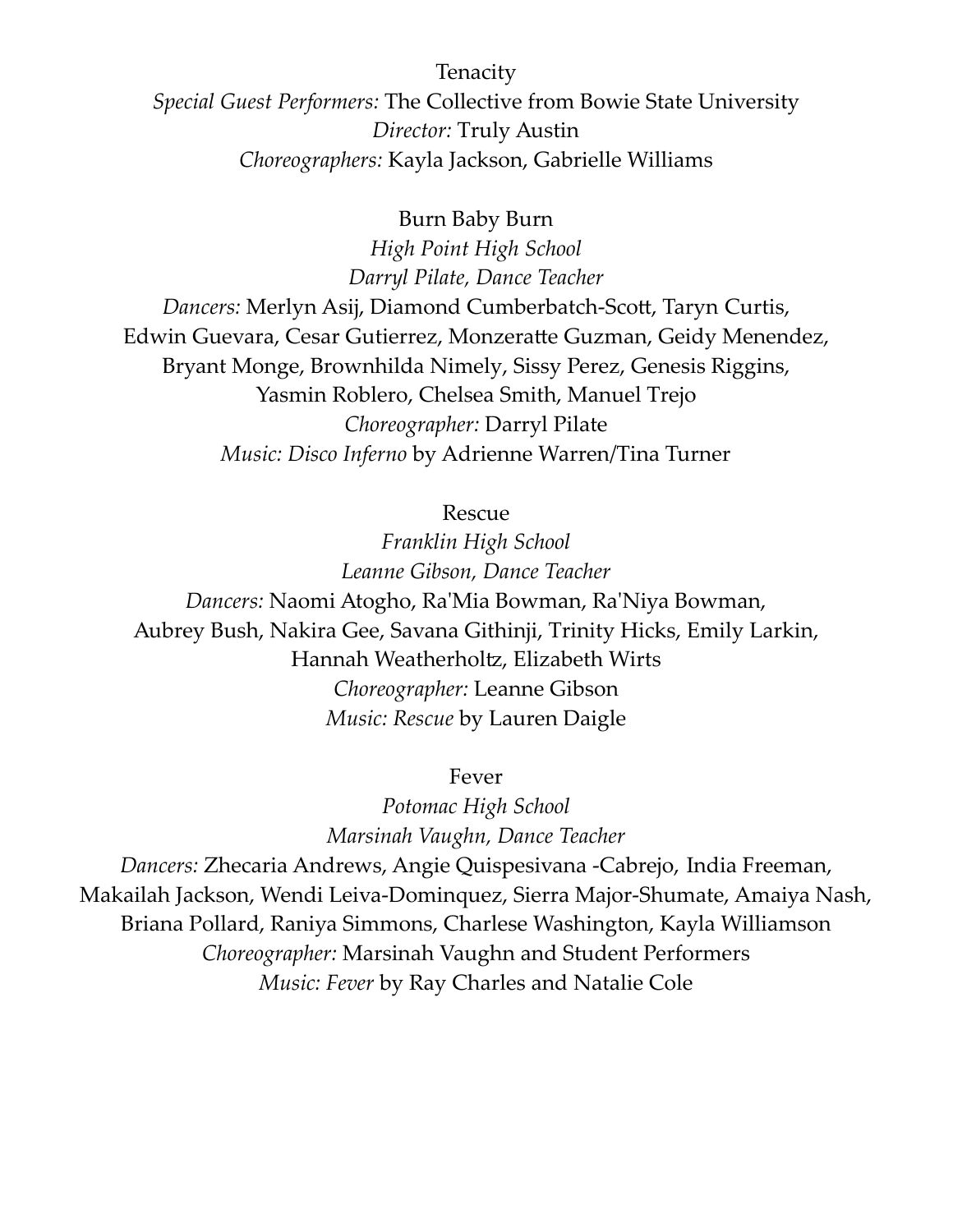Tenacity

*Special Guest Performers:* The Collective from Bowie State University
*Director:* Truly Austin
*Choreographers:* Kayla Jackson, Gabrielle Williams

Burn Baby Burn

*High Point High School*
*Darryl Pilate, Dance Teacher*
*Dancers:* Merlyn Asij, Diamond Cumberbatch-Scott, Taryn Curtis, Edwin Guevara, Cesar Gutierrez, Monzeratte Guzman, Geidy Menendez, Bryant Monge, Brownhilda Nimely, Sissy Perez, Genesis Riggins, Yasmin Roblero, Chelsea Smith, Manuel Trejo
*Choreographer:* Darryl Pilate
*Music: Disco Inferno* by Adrienne Warren/Tina Turner

Rescue

*Franklin High School*
*Leanne Gibson, Dance Teacher*
*Dancers:* Naomi Atogho, Ra'Mia Bowman, Ra'Niya Bowman, Aubrey Bush, Nakira Gee, Savana Githinji, Trinity Hicks, Emily Larkin, Hannah Weatherholtz, Elizabeth Wirts
*Choreographer:* Leanne Gibson
*Music: Rescue* by Lauren Daigle

Fever

*Potomac High School*
*Marsinah Vaughn, Dance Teacher*
*Dancers:* Zhecaria Andrews, Angie Quispesivana -Cabrejo, India Freeman, Makailah Jackson, Wendi Leiva-Dominquez, Sierra Major-Shumate, Amaiya Nash, Briana Pollard, Raniya Simmons, Charlese Washington, Kayla Williamson
*Choreographer:* Marsinah Vaughn and Student Performers
*Music: Fever* by Ray Charles and Natalie Cole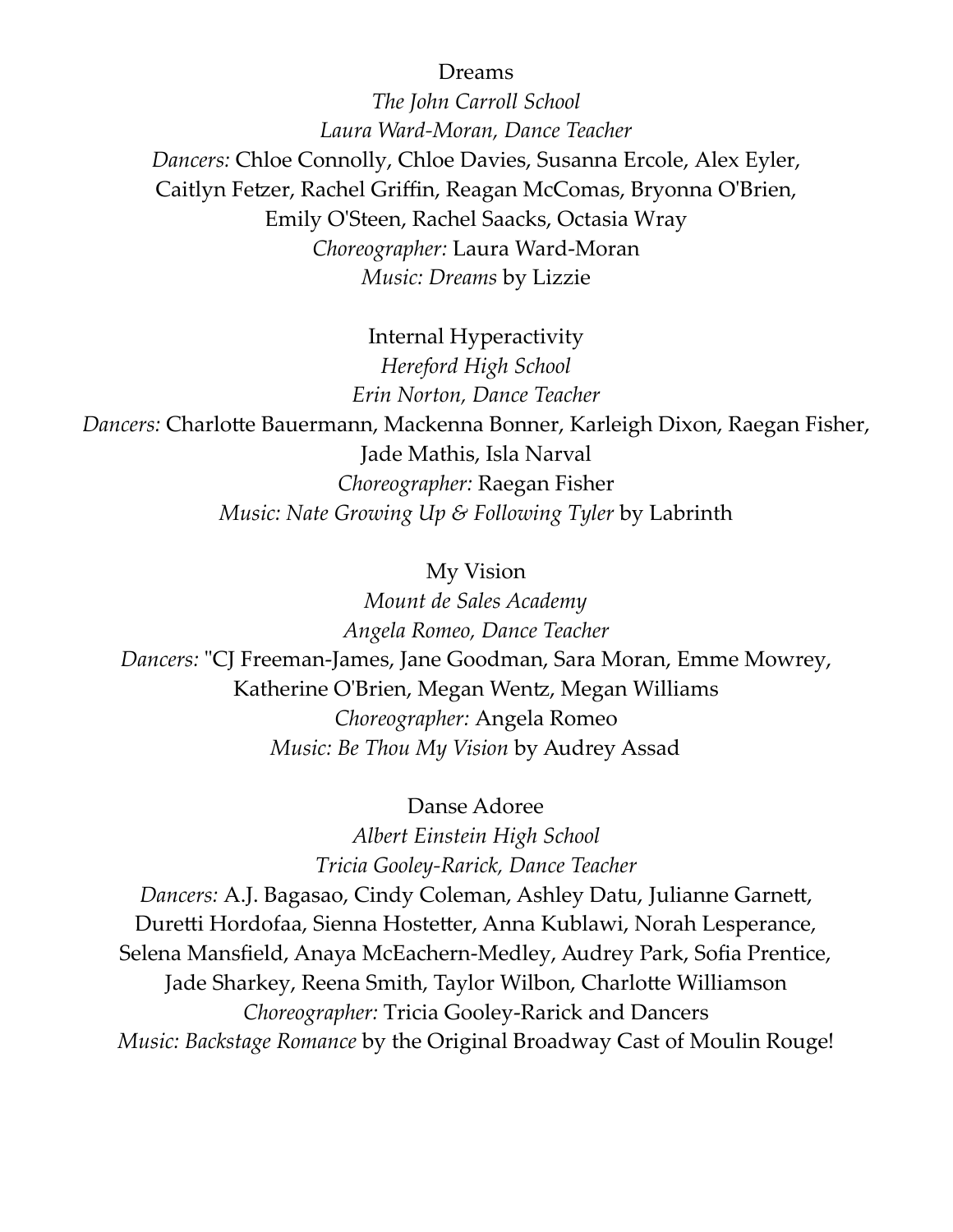Dreams

*The John Carroll School*

*Laura Ward-Moran, Dance Teacher*

*Dancers:* Chloe Connolly, Chloe Davies, Susanna Ercole, Alex Eyler, Caitlyn Fetzer, Rachel Griffin, Reagan McComas, Bryonna O'Brien, Emily O'Steen, Rachel Saacks, Octasia Wray

*Choreographer:* Laura Ward-Moran

*Music: Dreams* by Lizzie

Internal Hyperactivity

*Hereford High School*

*Erin Norton, Dance Teacher*

*Dancers:* Charlotte Bauermann, Mackenna Bonner, Karleigh Dixon, Raegan Fisher, Jade Mathis, Isla Narval

*Choreographer:* Raegan Fisher

*Music: Nate Growing Up & Following Tyler* by Labrinth

My Vision

*Mount de Sales Academy*

*Angela Romeo, Dance Teacher*

*Dancers:* "CJ Freeman-James, Jane Goodman, Sara Moran, Emme Mowrey, Katherine O'Brien, Megan Wentz, Megan Williams

*Choreographer:* Angela Romeo

*Music: Be Thou My Vision* by Audrey Assad

Danse Adoree

*Albert Einstein High School*

*Tricia Gooley-Rarick, Dance Teacher*

*Dancers:* A.J. Bagasao, Cindy Coleman, Ashley Datu, Julianne Garnett, Duretti Hordofaa, Sienna Hostetter, Anna Kublawi, Norah Lesperance, Selena Mansfield, Anaya McEachern-Medley, Audrey Park, Sofia Prentice, Jade Sharkey, Reena Smith, Taylor Wilbon, Charlotte Williamson

*Choreographer:* Tricia Gooley-Rarick and Dancers

*Music: Backstage Romance* by the Original Broadway Cast of Moulin Rouge!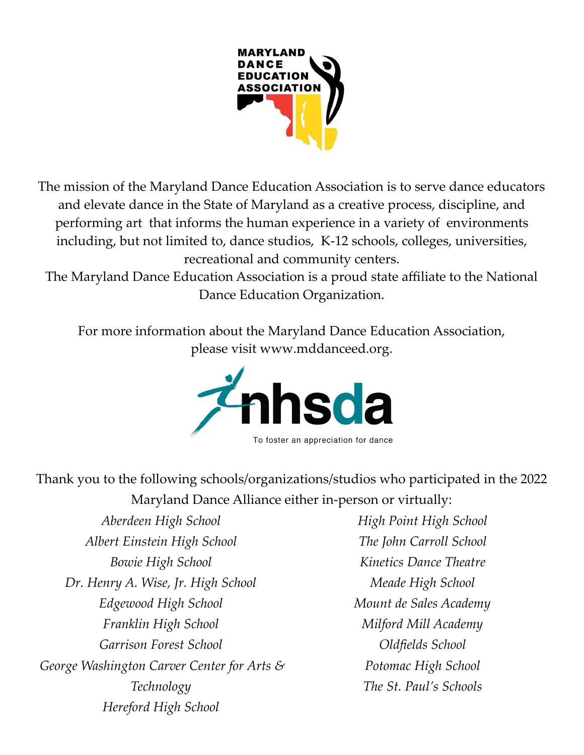MARYLAND DANCE EDUCATION ASSOCIATION

The mission of the Maryland Dance Education Association is to serve dance educators and elevate dance in the State of Maryland as a creative process, discipline, and performing art that informs the human experience in a variety of environments including, but not limited to, dance studios, K-12 schools, colleges, universities, recreational and community centers.

The Maryland Dance Education Association is a proud state affiliate to the National Dance Education Organization.

For more information about the Maryland Dance Education Association, please visit www.mddanceed.org.

nhsda

To foster an appreciation for dance

Thank you to the following schools/organizations/studios who participated in the 2022 Maryland Dance Alliance either in-person or virtually:

*Aberdeen High School*
*Albert Einstein High School*
*Bowie High School*
*Dr. Henry A. Wise, Jr. High School*
*Edgewood High School*
*Franklin High School*
*Garrison Forest School*
*George Washington Carver Center for Arts & Technology*
*Hereford High School*
*High Point High School*
*The John Carroll School*
*Kinetics Dance Theatre*
*Meade High School*
*Mount de Sales Academy*
*Milford Mill Academy*
*Oldfields School*
*Potomac High School*
*The St. Paul's Schools*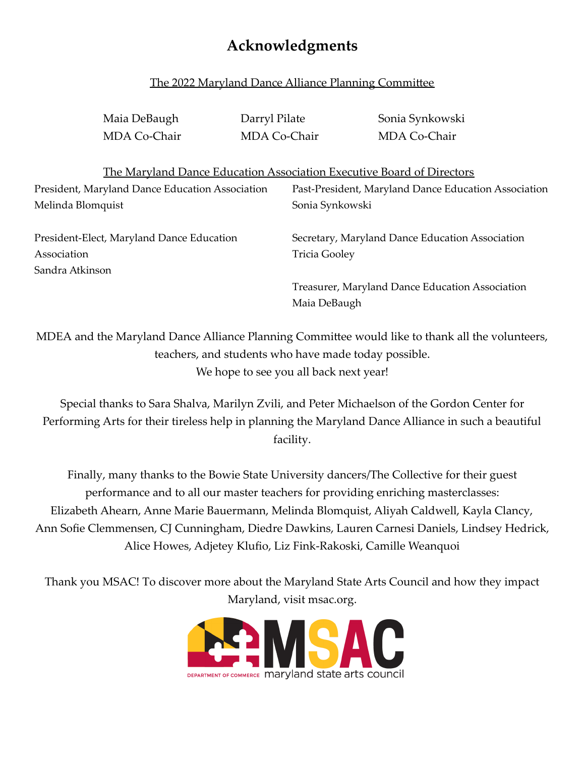# Acknowledgments

The 2022 Maryland Dance Alliance Planning Committee

Maia DeBaugh
MDA Co-Chair

Darryl Pilate
MDA Co-Chair

Sonia Synkowski
MDA Co-Chair

The Maryland Dance Education Association Executive Board of Directors

President, Maryland Dance Education Association
Melinda Blomquist

President-Elect, Maryland Dance Education Association
Sandra Atkinson

Past-President, Maryland Dance Education Association
Sonia Synkowski

Secretary, Maryland Dance Education Association
Tricia Gooley

Treasurer, Maryland Dance Education Association
Maia DeBaugh

MDEA and the Maryland Dance Alliance Planning Committee would like to thank all the volunteers, teachers, and students who have made today possible.
We hope to see you all back next year!

Special thanks to Sara Shalva, Marilyn Zvili, and Peter Michaelson of the Gordon Center for Performing Arts for their tireless help in planning the Maryland Dance Alliance in such a beautiful facility.

Finally, many thanks to the Bowie State University dancers/The Collective for their guest performance and to all our master teachers for providing enriching masterclasses:
Elizabeth Ahearn, Anne Marie Bauermann, Melinda Blomquist, Aliyah Caldwell, Kayla Clancy, Ann Sofie Clemmensen, CJ Cunningham, Diedre Dawkins, Lauren Carnesi Daniels, Lindsey Hedrick, Alice Howes, Adjetey Klufio, Liz Fink-Rakoski, Camille Weanquoi

Thank you MSAC! To discover more about the Maryland State Arts Council and how they impact Maryland, visit msac.org.

MSAC
DEPARTMENT OF COMMERCE maryland state arts council